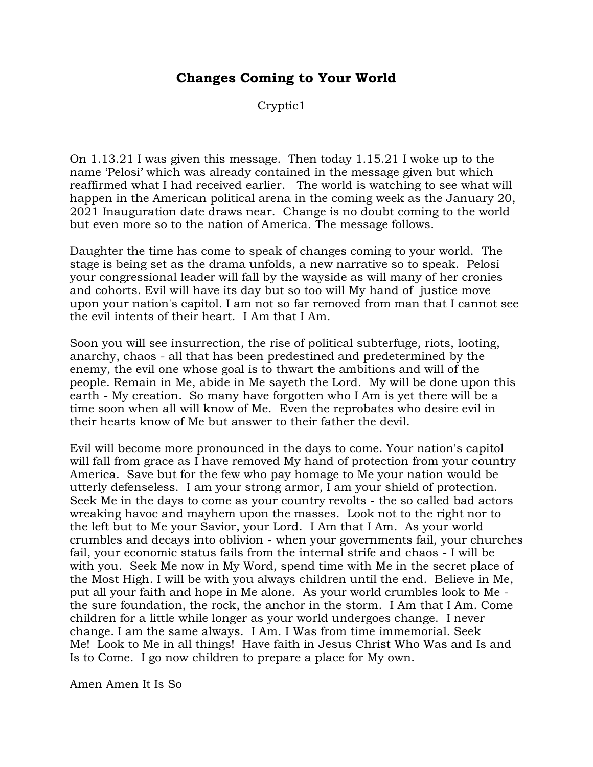# Changes Coming to Your World

Cryptic1

On 1.13.21 I was given this message. Then today 1.15.21 I woke up to the name 'Pelosi' which was already contained in the message given but which reaffirmed what I had received earlier. The world is watching to see what will happen in the American political arena in the coming week as the January 20, 2021 Inauguration date draws near. Change is no doubt coming to the world but even more so to the nation of America. The message follows.

Daughter the time has come to speak of changes coming to your world. The stage is being set as the drama unfolds, a new narrative so to speak. Pelosi your congressional leader will fall by the wayside as will many of her cronies and cohorts. Evil will have its day but so too will My hand of justice move upon your nation's capitol. I am not so far removed from man that I cannot see the evil intents of their heart. I Am that I Am.

Soon you will see insurrection, the rise of political subterfuge, riots, looting, anarchy, chaos - all that has been predestined and predetermined by the enemy, the evil one whose goal is to thwart the ambitions and will of the people. Remain in Me, abide in Me sayeth the Lord. My will be done upon this earth - My creation. So many have forgotten who I Am is yet there will be a time soon when all will know of Me. Even the reprobates who desire evil in their hearts know of Me but answer to their father the devil.

Evil will become more pronounced in the days to come. Your nation's capitol will fall from grace as I have removed My hand of protection from your country America. Save but for the few who pay homage to Me your nation would be utterly defenseless. I am your strong armor, I am your shield of protection. Seek Me in the days to come as your country revolts - the so called bad actors wreaking havoc and mayhem upon the masses. Look not to the right nor to the left but to Me your Savior, your Lord. I Am that I Am. As your world crumbles and decays into oblivion - when your governments fail, your churches fail, your economic status fails from the internal strife and chaos - I will be with you. Seek Me now in My Word, spend time with Me in the secret place of the Most High. I will be with you always children until the end. Believe in Me, put all your faith and hope in Me alone. As your world crumbles look to Me - the sure foundation, the rock, the anchor in the storm. I Am that I Am. Come children for a little while longer as your world undergoes change. I never change. I am the same always. I Am. I Was from time immemorial. Seek Me! Look to Me in all things! Have faith in Jesus Christ Who Was and Is and Is to Come. I go now children to prepare a place for My own.

Amen Amen It Is So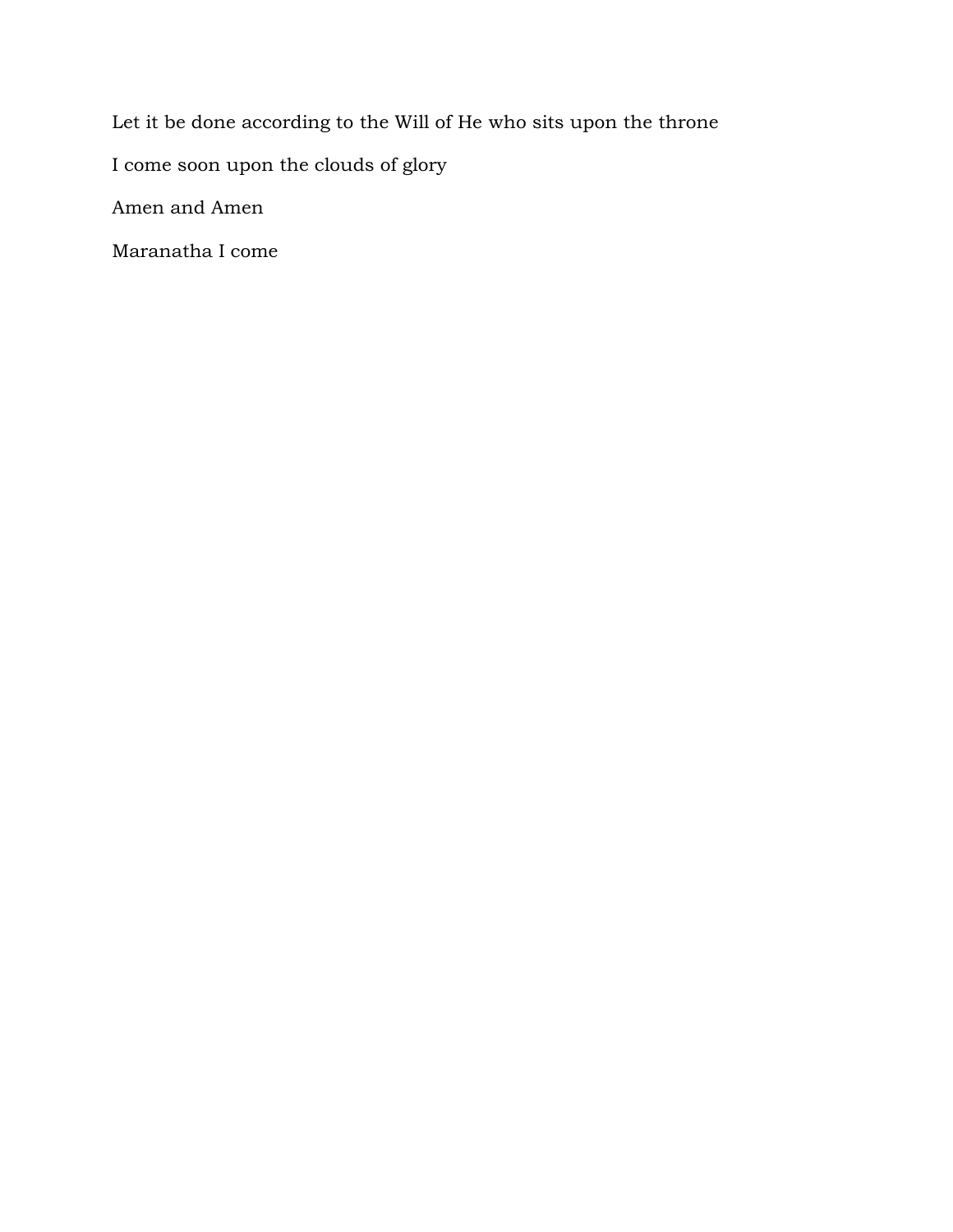Let it be done according to the Will of He who sits upon the throne

I come soon upon the clouds of glory

Amen and Amen

Maranatha I come